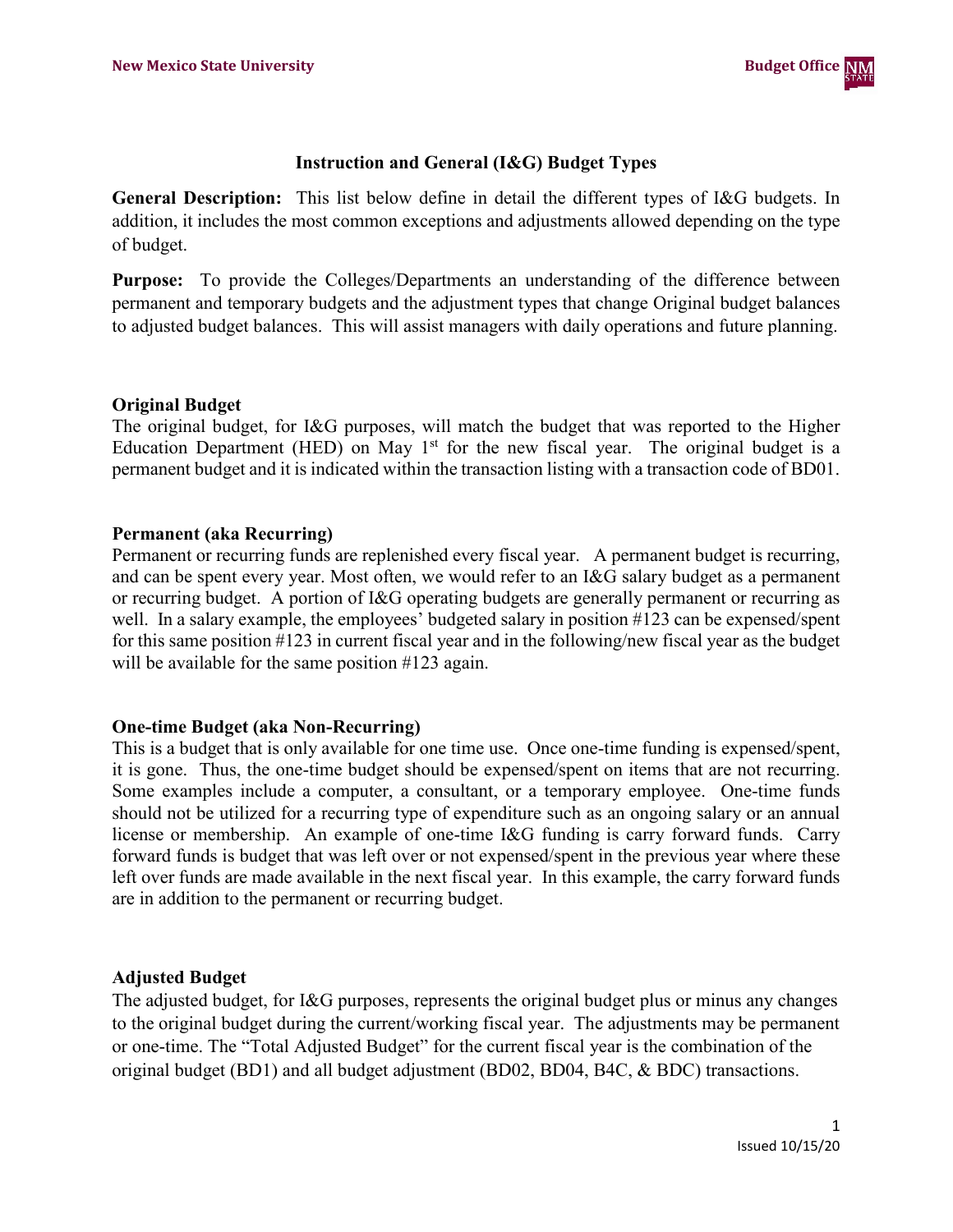# Instruction and General (I&G) Budget Types

**General Description:** This list below define in detail the different types of I&G budgets. In addition, it includes the most common exceptions and adjustments allowed depending on the type of budget.

**Purpose:** To provide the Colleges/Departments an understanding of the difference between permanent and temporary budgets and the adjustment types that change Original budget balances to adjusted budget balances. This will assist managers with daily operations and future planning.

## Original Budget

The original budget, for I&G purposes, will match the budget that was reported to the Higher Education Department (HED) on May 1st for the new fiscal year. The original budget is a permanent budget and it is indicated within the transaction listing with a transaction code of BD01.

## Permanent (aka Recurring)

Permanent or recurring funds are replenished every fiscal year. A permanent budget is recurring, and can be spent every year. Most often, we would refer to an I&G salary budget as a permanent or recurring budget. A portion of I&G operating budgets are generally permanent or recurring as well. In a salary example, the employees' budgeted salary in position #123 can be expensed/spent for this same position #123 in current fiscal year and in the following/new fiscal year as the budget will be available for the same position #123 again.

## One-time Budget (aka Non-Recurring)

This is a budget that is only available for one time use. Once one-time funding is expensed/spent, it is gone. Thus, the one-time budget should be expensed/spent on items that are not recurring. Some examples include a computer, a consultant, or a temporary employee. One-time funds should not be utilized for a recurring type of expenditure such as an ongoing salary or an annual license or membership. An example of one-time I&G funding is carry forward funds. Carry forward funds is budget that was left over or not expensed/spent in the previous year where these left over funds are made available in the next fiscal year. In this example, the carry forward funds are in addition to the permanent or recurring budget.

## Adjusted Budget

The adjusted budget, for I&G purposes, represents the original budget plus or minus any changes to the original budget during the current/working fiscal year. The adjustments may be permanent or one-time. The "Total Adjusted Budget" for the current fiscal year is the combination of the original budget (BD1) and all budget adjustment (BD02, BD04, B4C, & BDC) transactions.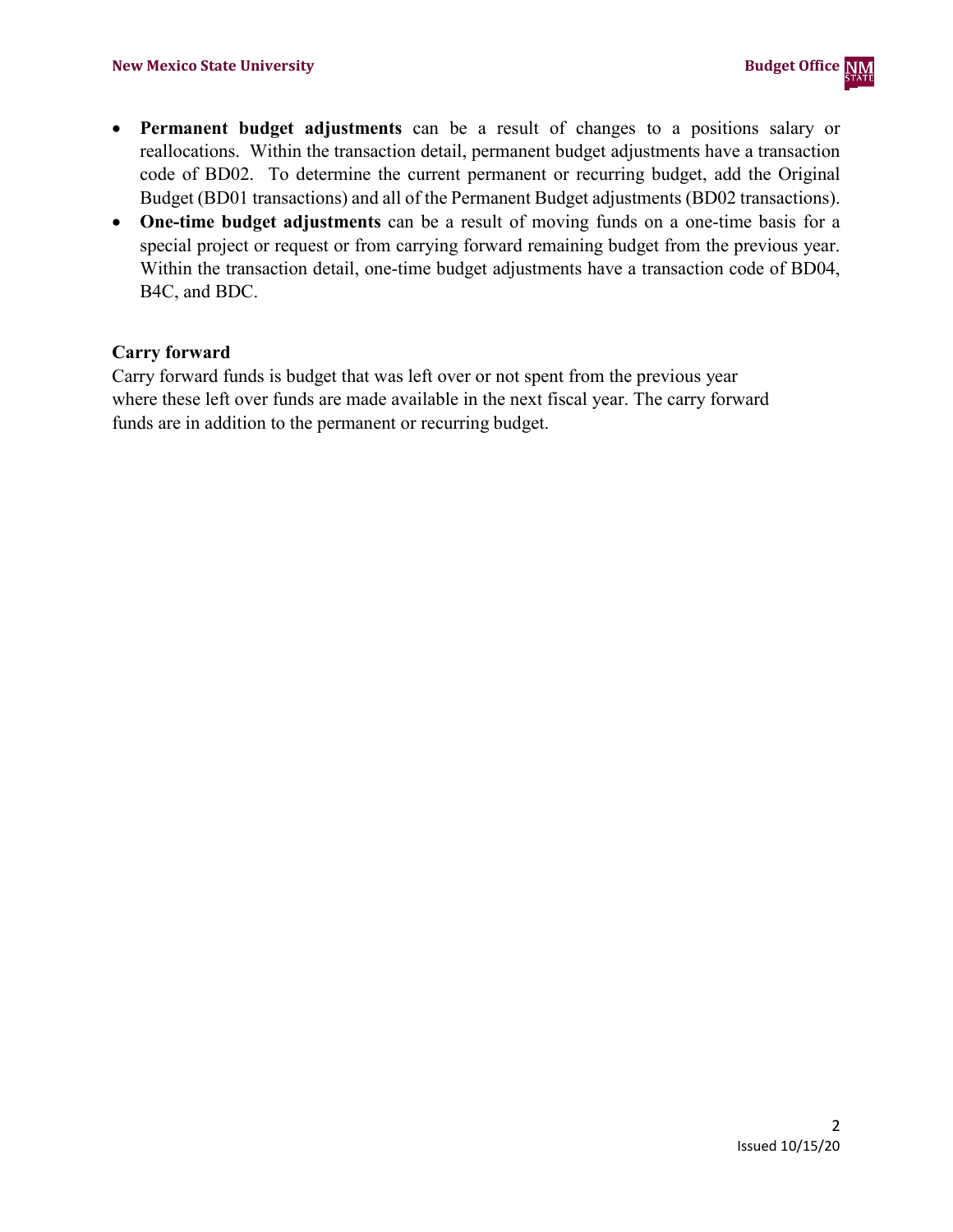- **Permanent budget adjustments** can be a result of changes to a positions salary or reallocations. Within the transaction detail, permanent budget adjustments have a transaction code of BD02. To determine the current permanent or recurring budget, add the Original Budget (BD01 transactions) and all of the Permanent Budget adjustments (BD02 transactions).
- **One-time budget adjustments** can be a result of moving funds on a one-time basis for a special project or request or from carrying forward remaining budget from the previous year. Within the transaction detail, one-time budget adjustments have a transaction code of BD04, B4C, and BDC.

**Carry forward**

Carry forward funds is budget that was left over or not spent from the previous year where these left over funds are made available in the next fiscal year. The carry forward funds are in addition to the permanent or recurring budget.